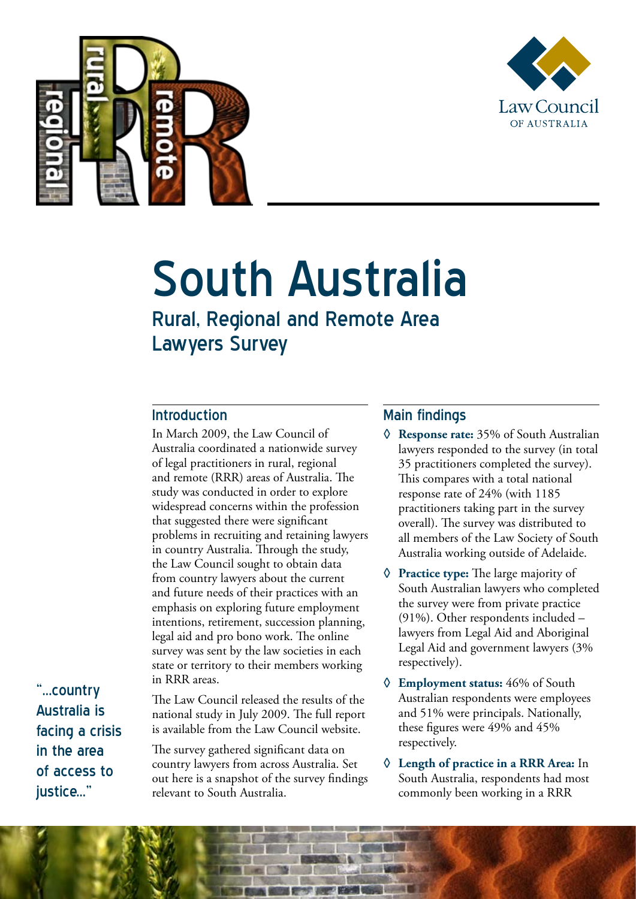# South Australia

## Rural, Regional and Remote Area Lawyers Survey

### Introduction

In March 2009, the Law Council of Australia coordinated a nationwide survey of legal practitioners in rural, regional and remote (RRR) areas of Australia. The study was conducted in order to explore widespread concerns within the profession that suggested there were significant problems in recruiting and retaining lawyers in country Australia. Through the study, the Law Council sought to obtain data from country lawyers about the current and future needs of their practices with an emphasis on exploring future employment intentions, retirement, succession planning, legal aid and pro bono work. The online survey was sent by the law societies in each state or territory to their members working in RRR areas.

The Law Council released the results of the national study in July 2009. The full report is available from the Law Council website.

The survey gathered significant data on country lawyers from across Australia. Set out here is a snapshot of the survey findings relevant to South Australia.

"...country Australia is facing a crisis in the area of access to justice..."

### Main findings

- **Response rate:** 35% of South Australian lawyers responded to the survey (in total 35 practitioners completed the survey). This compares with a total national response rate of 24% (with 1185 practitioners taking part in the survey overall). The survey was distributed to all members of the Law Society of South Australia working outside of Adelaide.
- **Practice type:** The large majority of South Australian lawyers who completed the survey were from private practice (91%). Other respondents included – lawyers from Legal Aid and Aboriginal Legal Aid and government lawyers (3% respectively).
- **Employment status:** 46% of South Australian respondents were employees and 51% were principals. Nationally, these figures were 49% and 45% respectively.
- **Length of practice in a RRR Area:** In South Australia, respondents had most commonly been working in a RRR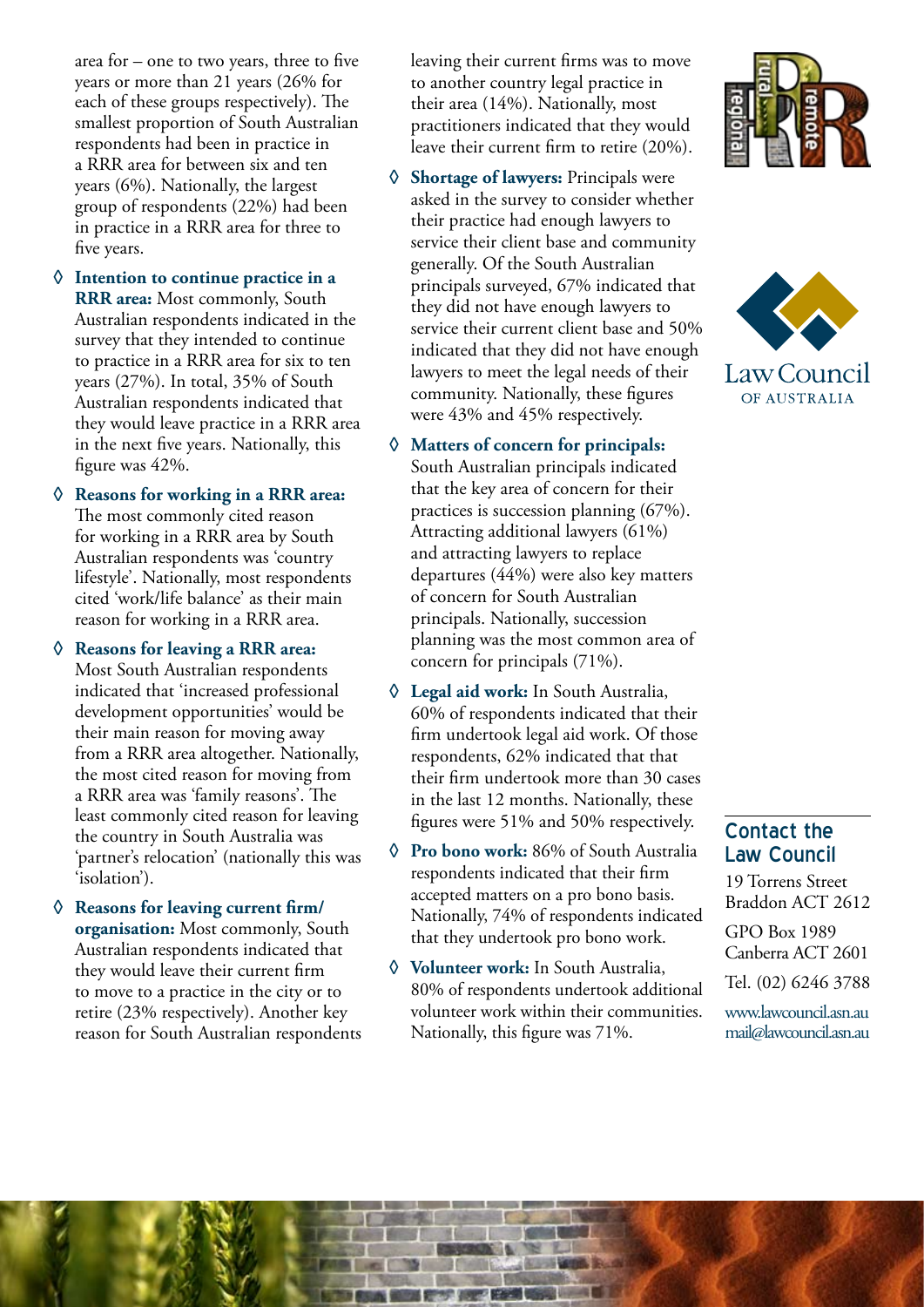area for – one to two years, three to five years or more than 21 years (26% for each of these groups respectively). The smallest proportion of South Australian respondents had been in practice in a RRR area for between six and ten years (6%). Nationally, the largest group of respondents (22%) had been in practice in a RRR area for three to five years.

- **Intention to continue practice in a RRR area:** Most commonly, South Australian respondents indicated in the survey that they intended to continue to practice in a RRR area for six to ten years (27%). In total, 35% of South Australian respondents indicated that they would leave practice in a RRR area in the next five years. Nationally, this figure was 42%.
- **Reasons for working in a RRR area:** The most commonly cited reason for working in a RRR area by South Australian respondents was 'country lifestyle'. Nationally, most respondents cited 'work/life balance' as their main reason for working in a RRR area.
- **Reasons for leaving a RRR area:** Most South Australian respondents indicated that 'increased professional development opportunities' would be their main reason for moving away from a RRR area altogether. Nationally, the most cited reason for moving from a RRR area was 'family reasons'. The least commonly cited reason for leaving the country in South Australia was 'partner's relocation' (nationally this was 'isolation').
- **Reasons for leaving current firm/ organisation:** Most commonly, South Australian respondents indicated that they would leave their current firm to move to a practice in the city or to retire (23% respectively). Another key reason for South Australian respondents leaving their current firms was to move to another country legal practice in their area (14%). Nationally, most practitioners indicated that they would leave their current firm to retire (20%).
- **Shortage of lawyers:** Principals were asked in the survey to consider whether their practice had enough lawyers to service their client base and community generally. Of the South Australian principals surveyed, 67% indicated that they did not have enough lawyers to service their current client base and 50% indicated that they did not have enough lawyers to meet the legal needs of their community. Nationally, these figures were 43% and 45% respectively.
- **Matters of concern for principals:** South Australian principals indicated that the key area of concern for their practices is succession planning (67%). Attracting additional lawyers (61%) and attracting lawyers to replace departures (44%) were also key matters of concern for South Australian principals. Nationally, succession planning was the most common area of concern for principals (71%).
- **Legal aid work:** In South Australia, 60% of respondents indicated that their firm undertook legal aid work. Of those respondents, 62% indicated that that their firm undertook more than 30 cases in the last 12 months. Nationally, these figures were 51% and 50% respectively.
- **Pro bono work:** 86% of South Australia respondents indicated that their firm accepted matters on a pro bono basis. Nationally, 74% of respondents indicated that they undertook pro bono work.
- **Volunteer work:** In South Australia, 80% of respondents undertook additional volunteer work within their communities. Nationally, this figure was 71%.

rural regional remote

Law Council OF AUSTRALIA

## Contact the Law Council

19 Torrens Street
Braddon ACT 2612

GPO Box 1989
Canberra ACT 2601

Tel. (02) 6246 3788

www.lawcouncil.asn.au
mail@lawcouncil.asn.au